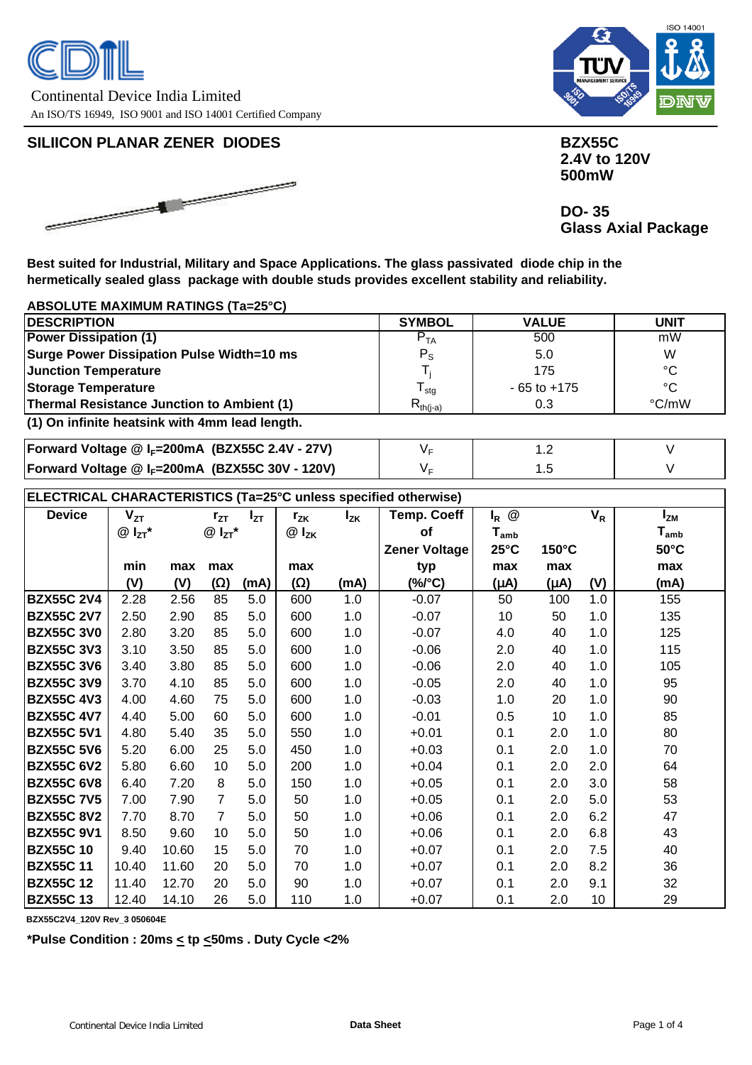Continental Device India Limited

An ISO/TS 16949, ISO 9001 and ISO 14001 Certified Company

## SILIICON PLANAR ZENER DIODES

**BZX55C**
**2.4V to 120V**
**500mW**

**DO- 35**
**Glass Axial Package**

**Best suited for Industrial, Military and Space Applications. The glass passivated diode chip in the hermetically sealed glass package with double studs provides excellent stability and reliability.**

### ABSOLUTE MAXIMUM RATINGS (Ta=25°C)

| DESCRIPTION | SYMBOL | VALUE | UNIT |
|---|---|---|---|
| Power Dissipation (1) | $P_{TA}$ | 500 | mW |
| Surge Power Dissipation Pulse Width=10 ms | $P_S$ | 5.0 | W |
| Junction Temperature | $T_j$ | 175 | °C |
| Storage Temperature | $T_{stg}$ | - 65 to +175 | °C |
| Thermal Resistance Junction to Ambient (1) | $R_{th(j-a)}$ | 0.3 | °C/mW |

**(1) On infinite heatsink with 4mm lead length.**

| DESCRIPTION | SYMBOL | VALUE | UNIT |
|---|---|---|---|
| Forward Voltage @ $I_F$=200mA (BZX55C 2.4V - 27V) | $V_F$ | 1.2 | V |
| Forward Voltage @ $I_F$=200mA (BZX55C 30V - 120V) | $V_F$ | 1.5 | V |

### ELECTRICAL CHARACTERISTICS (Ta=25°C unless specified otherwise)

| Device | $V_{ZT}$ @ $I_{ZT}$* | | $r_{ZT}$ @ $I_{ZT}$* | $I_{ZT}$ | $r_{ZK}$ @ $I_{ZK}$ | $I_{ZK}$ | Temp. Coeff of Zener Voltage | $I_R$ @ $T_{amb}$ | | $V_R$ | $I_{ZM}$ $T_{amb}$ |
|---|---|---|---|---|---|---|---|---|---|---|---|
| | | | | | | | | 25°C | 150°C | | 50°C |
| | min | max | max | | max | | typ | max | max | | max |
| | (V) | (V) | (Ω) | (mA) | (Ω) | (mA) | (%/°C) | (µA) | (µA) | (V) | (mA) |
| **BZX55C 2V4** | 2.28 | 2.56 | 85 | 5.0 | 600 | 1.0 | -0.07 | 50 | 100 | 1.0 | 155 |
| **BZX55C 2V7** | 2.50 | 2.90 | 85 | 5.0 | 600 | 1.0 | -0.07 | 10 | 50 | 1.0 | 135 |
| **BZX55C 3V0** | 2.80 | 3.20 | 85 | 5.0 | 600 | 1.0 | -0.07 | 4.0 | 40 | 1.0 | 125 |
| **BZX55C 3V3** | 3.10 | 3.50 | 85 | 5.0 | 600 | 1.0 | -0.06 | 2.0 | 40 | 1.0 | 115 |
| **BZX55C 3V6** | 3.40 | 3.80 | 85 | 5.0 | 600 | 1.0 | -0.06 | 2.0 | 40 | 1.0 | 105 |
| **BZX55C 3V9** | 3.70 | 4.10 | 85 | 5.0 | 600 | 1.0 | -0.05 | 2.0 | 40 | 1.0 | 95 |
| **BZX55C 4V3** | 4.00 | 4.60 | 75 | 5.0 | 600 | 1.0 | -0.03 | 1.0 | 20 | 1.0 | 90 |
| **BZX55C 4V7** | 4.40 | 5.00 | 60 | 5.0 | 600 | 1.0 | -0.01 | 0.5 | 10 | 1.0 | 85 |
| **BZX55C 5V1** | 4.80 | 5.40 | 35 | 5.0 | 550 | 1.0 | +0.01 | 0.1 | 2.0 | 1.0 | 80 |
| **BZX55C 5V6** | 5.20 | 6.00 | 25 | 5.0 | 450 | 1.0 | +0.03 | 0.1 | 2.0 | 1.0 | 70 |
| **BZX55C 6V2** | 5.80 | 6.60 | 10 | 5.0 | 200 | 1.0 | +0.04 | 0.1 | 2.0 | 2.0 | 64 |
| **BZX55C 6V8** | 6.40 | 7.20 | 8 | 5.0 | 150 | 1.0 | +0.05 | 0.1 | 2.0 | 3.0 | 58 |
| **BZX55C 7V5** | 7.00 | 7.90 | 7 | 5.0 | 50 | 1.0 | +0.05 | 0.1 | 2.0 | 5.0 | 53 |
| **BZX55C 8V2** | 7.70 | 8.70 | 7 | 5.0 | 50 | 1.0 | +0.06 | 0.1 | 2.0 | 6.2 | 47 |
| **BZX55C 9V1** | 8.50 | 9.60 | 10 | 5.0 | 50 | 1.0 | +0.06 | 0.1 | 2.0 | 6.8 | 43 |
| **BZX55C 10** | 9.40 | 10.60 | 15 | 5.0 | 70 | 1.0 | +0.07 | 0.1 | 2.0 | 7.5 | 40 |
| **BZX55C 11** | 10.40 | 11.60 | 20 | 5.0 | 70 | 1.0 | +0.07 | 0.1 | 2.0 | 8.2 | 36 |
| **BZX55C 12** | 11.40 | 12.70 | 20 | 5.0 | 90 | 1.0 | +0.07 | 0.1 | 2.0 | 9.1 | 32 |
| **BZX55C 13** | 12.40 | 14.10 | 26 | 5.0 | 110 | 1.0 | +0.07 | 0.1 | 2.0 | 10 | 29 |

BZX55C2V4_120V Rev_3 050604E

**\*Pulse Condition : 20ms ≤ tp ≤50ms . Duty Cycle <2%**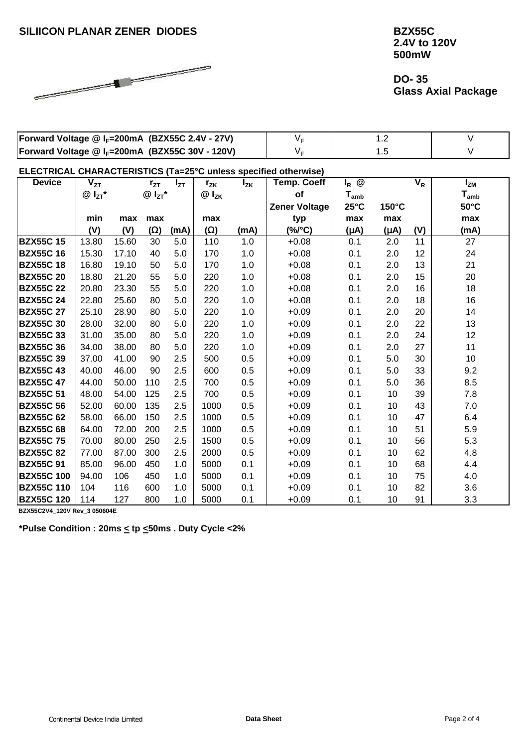# SILIICON PLANAR ZENER DIODES

**BZX55C**
**2.4V to 120V**
**500mW**

**DO- 35**
**Glass Axial Package**

| | | | |
|---|---|---|---|
| **Forward Voltage @ $I_F$=200mA (BZX55C 2.4V - 27V)** | $V_F$ | 1.2 | V |
| **Forward Voltage @ $I_F$=200mA (BZX55C 30V - 120V)** | $V_F$ | 1.5 | V |

**ELECTRICAL CHARACTERISTICS (Ta=25°C unless specified otherwise)**

| Device | $V_{ZT}$ @ $I_{ZT}$* | | $r_{ZT}$ @ $I_{ZT}$* | $I_{ZT}$ | $r_{ZK}$ @ $I_{ZK}$ | $I_{ZK}$ | Temp. Coeff of Zener Voltage | $I_R$ @ $T_{amb}$ | | $V_R$ | $I_{ZM}$ $T_{amb}$ 50°C |
|---|---|---|---|---|---|---|---|---|---|---|---|
| | | | | | | | | 25°C | 150°C | | |
| | min | max | max | | max | | typ | max | max | | max |
| | (V) | (V) | (Ω) | (mA) | (Ω) | (mA) | (%/°C) | (μA) | (μA) | (V) | (mA) |
| **BZX55C 15** | 13.80 | 15.60 | 30 | 5.0 | 110 | 1.0 | +0.08 | 0.1 | 2.0 | 11 | 27 |
| **BZX55C 16** | 15.30 | 17.10 | 40 | 5.0 | 170 | 1.0 | +0.08 | 0.1 | 2.0 | 12 | 24 |
| **BZX55C 18** | 16.80 | 19.10 | 50 | 5.0 | 170 | 1.0 | +0.08 | 0.1 | 2.0 | 13 | 21 |
| **BZX55C 20** | 18.80 | 21.20 | 55 | 5.0 | 220 | 1.0 | +0.08 | 0.1 | 2.0 | 15 | 20 |
| **BZX55C 22** | 20.80 | 23.30 | 55 | 5.0 | 220 | 1.0 | +0.08 | 0.1 | 2.0 | 16 | 18 |
| **BZX55C 24** | 22.80 | 25.60 | 80 | 5.0 | 220 | 1.0 | +0.08 | 0.1 | 2.0 | 18 | 16 |
| **BZX55C 27** | 25.10 | 28.90 | 80 | 5.0 | 220 | 1.0 | +0.09 | 0.1 | 2.0 | 20 | 14 |
| **BZX55C 30** | 28.00 | 32.00 | 80 | 5.0 | 220 | 1.0 | +0.09 | 0.1 | 2.0 | 22 | 13 |
| **BZX55C 33** | 31.00 | 35.00 | 80 | 5.0 | 220 | 1.0 | +0.09 | 0.1 | 2.0 | 24 | 12 |
| **BZX55C 36** | 34.00 | 38.00 | 80 | 5.0 | 220 | 1.0 | +0.09 | 0.1 | 2.0 | 27 | 11 |
| **BZX55C 39** | 37.00 | 41.00 | 90 | 2.5 | 500 | 0.5 | +0.09 | 0.1 | 5.0 | 30 | 10 |
| **BZX55C 43** | 40.00 | 46.00 | 90 | 2.5 | 600 | 0.5 | +0.09 | 0.1 | 5.0 | 33 | 9.2 |
| **BZX55C 47** | 44.00 | 50.00 | 110 | 2.5 | 700 | 0.5 | +0.09 | 0.1 | 5.0 | 36 | 8.5 |
| **BZX55C 51** | 48.00 | 54.00 | 125 | 2.5 | 700 | 0.5 | +0.09 | 0.1 | 10 | 39 | 7.8 |
| **BZX55C 56** | 52.00 | 60.00 | 135 | 2.5 | 1000 | 0.5 | +0.09 | 0.1 | 10 | 43 | 7.0 |
| **BZX55C 62** | 58.00 | 66.00 | 150 | 2.5 | 1000 | 0.5 | +0.09 | 0.1 | 10 | 47 | 6.4 |
| **BZX55C 68** | 64.00 | 72.00 | 200 | 2.5 | 1000 | 0.5 | +0.09 | 0.1 | 10 | 51 | 5.9 |
| **BZX55C 75** | 70.00 | 80.00 | 250 | 2.5 | 1500 | 0.5 | +0.09 | 0.1 | 10 | 56 | 5.3 |
| **BZX55C 82** | 77.00 | 87.00 | 300 | 2.5 | 2000 | 0.5 | +0.09 | 0.1 | 10 | 62 | 4.8 |
| **BZX55C 91** | 85.00 | 96.00 | 450 | 1.0 | 5000 | 0.1 | +0.09 | 0.1 | 10 | 68 | 4.4 |
| **BZX55C 100** | 94.00 | 106 | 450 | 1.0 | 5000 | 0.1 | +0.09 | 0.1 | 10 | 75 | 4.0 |
| **BZX55C 110** | 104 | 116 | 600 | 1.0 | 5000 | 0.1 | +0.09 | 0.1 | 10 | 82 | 3.6 |
| **BZX55C 120** | 114 | 127 | 800 | 1.0 | 5000 | 0.1 | +0.09 | 0.1 | 10 | 91 | 3.3 |

BZX55C2V4_120V Rev_3 050604E

**\*Pulse Condition : 20ms ≤ tp ≤50ms . Duty Cycle <2%**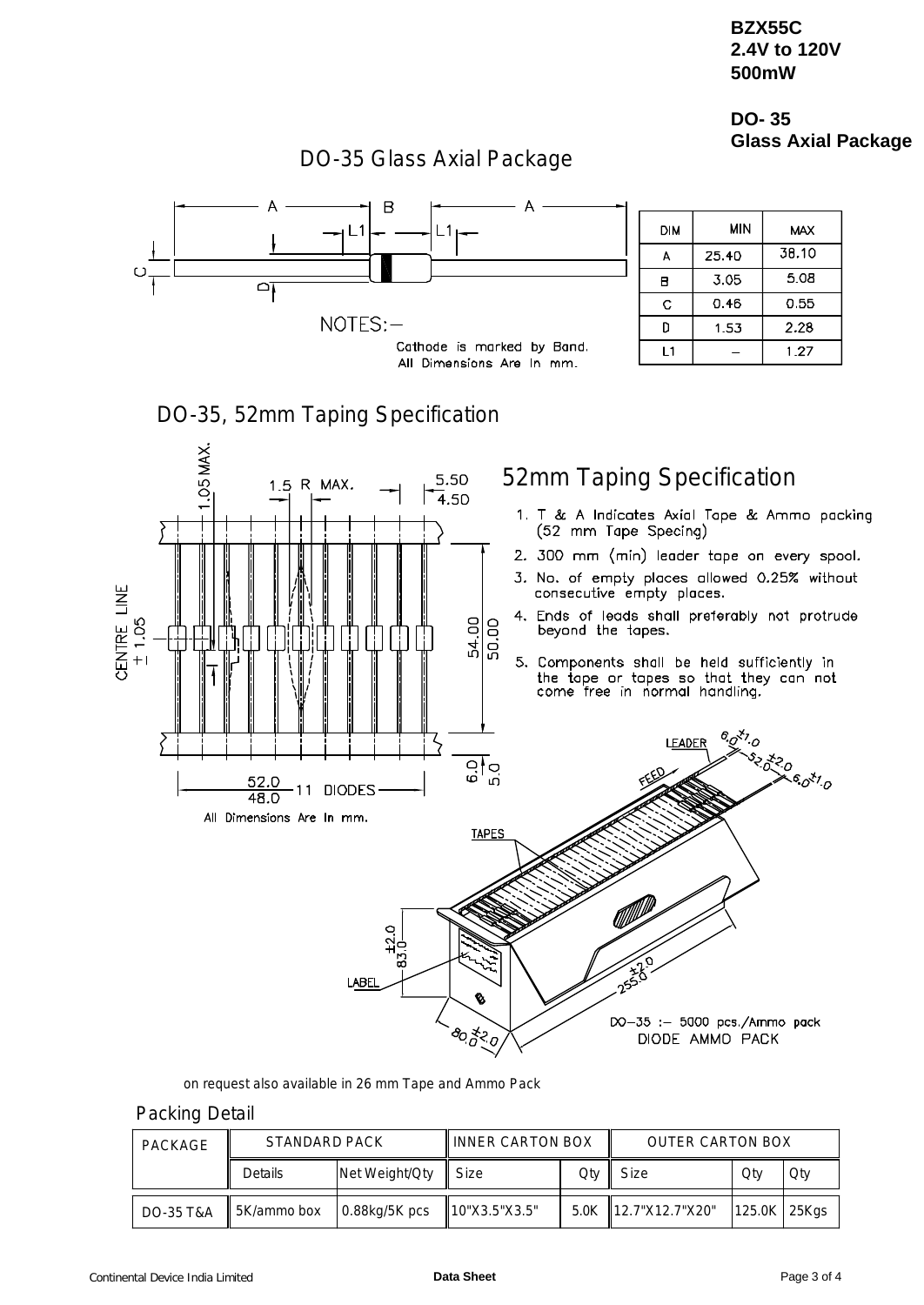BZX55C
2.4V to 120V
500mW

DO- 35
Glass Axial Package

## DO-35 Glass Axial Package

| DIM | MIN | MAX |
|---|---|---|
| A | 25.40 | 38.10 |
| B | 3.05 | 5.08 |
| C | 0.46 | 0.55 |
| D | 1.53 | 2.28 |
| L1 | – | 1.27 |

NOTES:–
Cathode is marked by Band.
All Dimensions Are In mm.

## DO-35, 52mm Taping Specification

All Dimensions Are In mm.

## 52mm Taping Specification

1. T & A Indicates Axial Tape & Ammo packing (52 mm Tape Specing)
2. 300 mm (min) leader tape on every spool.
3. No. of empty places allowed 0.25% without consecutive empty places.
4. Ends of leads shall preferably not protrude beyond the tapes.
5. Components shall be held sufficiently in the tape or tapes so that they can not come free in normal handling.

DO–35 :– 5000 pcs./Ammo pack
DIODE AMMO PACK

on request also available in 26 mm Tape and Ammo Pack

### Packing Detail

| PACKAGE | STANDARD PACK | | INNER CARTON BOX | | OUTER CARTON BOX | | |
|---|---|---|---|---|---|---|---|
| | Details | Net Weight/Qty | Size | Qty | Size | Qty | Qty |
| DO-35 T&A | 5K/ammo box | 0.88kg/5K pcs | 10"X3.5"X3.5" | 5.0K | 12.7"X12.7"X20" | 125.0K | 25Kgs |

Continental Device India Limited — Data Sheet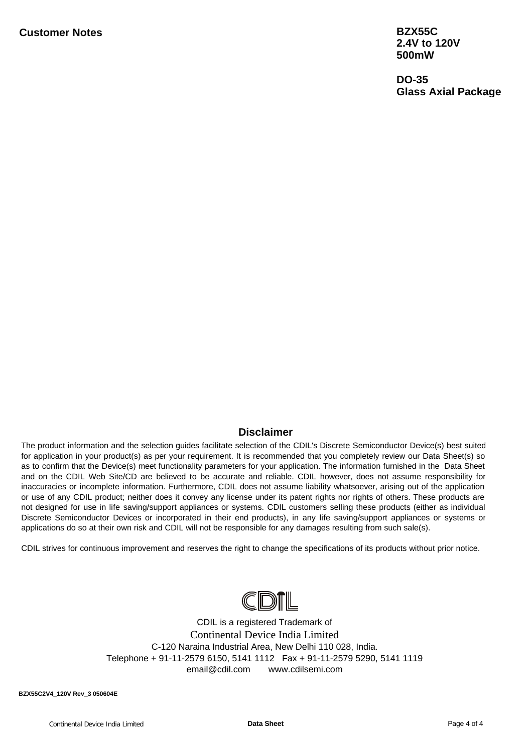**Customer Notes**

**BZX55C**
**2.4V to 120V**
**500mW**

**DO-35**
**Glass Axial Package**

## Disclaimer

The product information and the selection guides facilitate selection of the CDIL's Discrete Semiconductor Device(s) best suited for application in your product(s) as per your requirement. It is recommended that you completely review our Data Sheet(s) so as to confirm that the Device(s) meet functionality parameters for your application. The information furnished in the Data Sheet and on the CDIL Web Site/CD are believed to be accurate and reliable. CDIL however, does not assume responsibility for inaccuracies or incomplete information. Furthermore, CDIL does not assume liability whatsoever, arising out of the application or use of any CDIL product; neither does it convey any license under its patent rights nor rights of others. These products are not designed for use in life saving/support appliances or systems. CDIL customers selling these products (either as individual Discrete Semiconductor Devices or incorporated in their end products), in any life saving/support appliances or systems or applications do so at their own risk and CDIL will not be responsible for any damages resulting from such sale(s).

CDIL strives for continuous improvement and reserves the right to change the specifications of its products without prior notice.

CDIL is a registered Trademark of
Continental Device India Limited
C-120 Naraina Industrial Area, New Delhi 110 028, India.
Telephone + 91-11-2579 6150, 5141 1112 Fax + 91-11-2579 5290, 5141 1119
email@cdil.com www.cdilsemi.com

BZX55C2V4_120V Rev_3 050604E